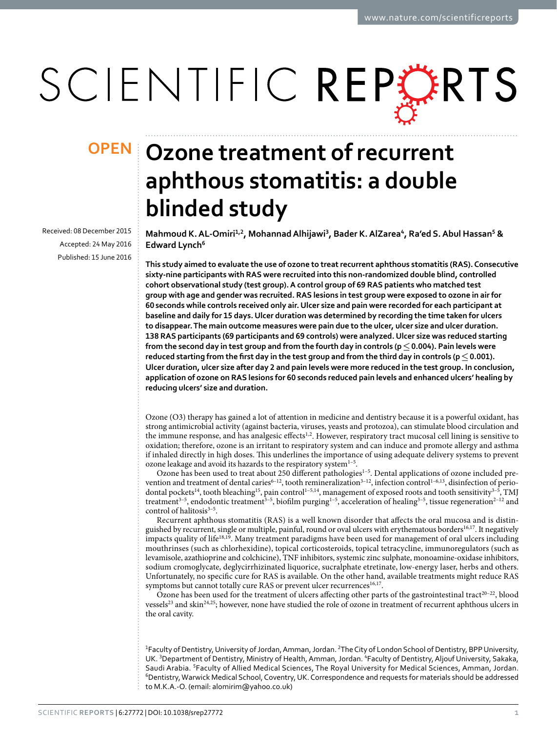OPEN

# Ozone treatment of recurrent aphthous stomatitis: a double blinded study

Received: 08 December 2015
Accepted: 24 May 2016
Published: 15 June 2016

**Mahmoud K. AL-Omiri[1,2], Mohannad Alhijawi[3], Bader K. AlZarea[4], Ra'ed S. Abul Hassan[5] & Edward Lynch[6]**

**This study aimed to evaluate the use of ozone to treat recurrent aphthous stomatitis (RAS). Consecutive sixty-nine participants with RAS were recruited into this non-randomized double blind, controlled cohort observational study (test group). A control group of 69 RAS patients who matched test group with age and gender was recruited. RAS lesions in test group were exposed to ozone in air for 60 seconds while controls received only air. Ulcer size and pain were recorded for each participant at baseline and daily for 15 days. Ulcer duration was determined by recording the time taken for ulcers to disappear. The main outcome measures were pain due to the ulcer, ulcer size and ulcer duration. 138 RAS participants (69 participants and 69 controls) were analyzed. Ulcer size was reduced starting from the second day in test group and from the fourth day in controls ($p \leq 0.004$). Pain levels were reduced starting from the first day in the test group and from the third day in controls ($p \leq 0.001$). Ulcer duration, ulcer size after day 2 and pain levels were more reduced in the test group. In conclusion, application of ozone on RAS lesions for 60 seconds reduced pain levels and enhanced ulcers' healing by reducing ulcers' size and duration.**

Ozone (O3) therapy has gained a lot of attention in medicine and dentistry because it is a powerful oxidant, has strong antimicrobial activity (against bacteria, viruses, yeasts and protozoa), can stimulate blood circulation and the immune response, and has analgesic effects[1,2]. However, respiratory tract mucosal cell lining is sensitive to oxidation; therefore, ozone is an irritant to respiratory system and can induce and promote allergy and asthma if inhaled directly in high doses. This underlines the importance of using adequate delivery systems to prevent ozone leakage and avoid its hazards to the respiratory system[1–5].

Ozone has been used to treat about 250 different pathologies[1–5]. Dental applications of ozone included prevention and treatment of dental caries[6–12], tooth remineralization[3–12], infection control[1–6,13], disinfection of periodontal pockets[14], tooth bleaching[15], pain control[1–5,14], management of exposed roots and tooth sensitivity[3–5], TMJ treatment[3–5], endodontic treatment[3–5], biofilm purging[1–5], acceleration of healing[3–5], tissue regeneration[2–12] and control of halitosis[3–5].

Recurrent aphthous stomatitis (RAS) is a well known disorder that affects the oral mucosa and is distinguished by recurrent, single or multiple, painful, round or oval ulcers with erythematous borders[16,17]. It negatively impacts quality of life[18,19]. Many treatment paradigms have been used for management of oral ulcers including mouthrinses (such as chlorhexidine), topical corticosteroids, topical tetracycline, immunoregulators (such as levamisole, azathioprine and colchicine), TNF inhibitors, systemic zinc sulphate, monoamine-oxidase inhibitors, sodium cromoglycate, deglycirrhizinated liquorice, sucralphate etretinate, low-energy laser, herbs and others. Unfortunately, no specific cure for RAS is available. On the other hand, available treatments might reduce RAS symptoms but cannot totally cure RAS or prevent ulcer recurrences[16,17].

Ozone has been used for the treatment of ulcers affecting other parts of the gastrointestinal tract[20–22], blood vessels[23] and skin[24,25]; however, none have studied the role of ozone in treatment of recurrent aphthous ulcers in the oral cavity.

[1]Faculty of Dentistry, University of Jordan, Amman, Jordan. [2]The City of London School of Dentistry, BPP University, UK. [3]Department of Dentistry, Ministry of Health, Amman, Jordan. [4]Faculty of Dentistry, Aljouf University, Sakaka, Saudi Arabia. [5]Faculty of Allied Medical Sciences, The Royal University for Medical Sciences, Amman, Jordan. [6]Dentistry, Warwick Medical School, Coventry, UK. Correspondence and requests for materials should be addressed to M.K.A.-O. (email: alomirim@yahoo.co.uk)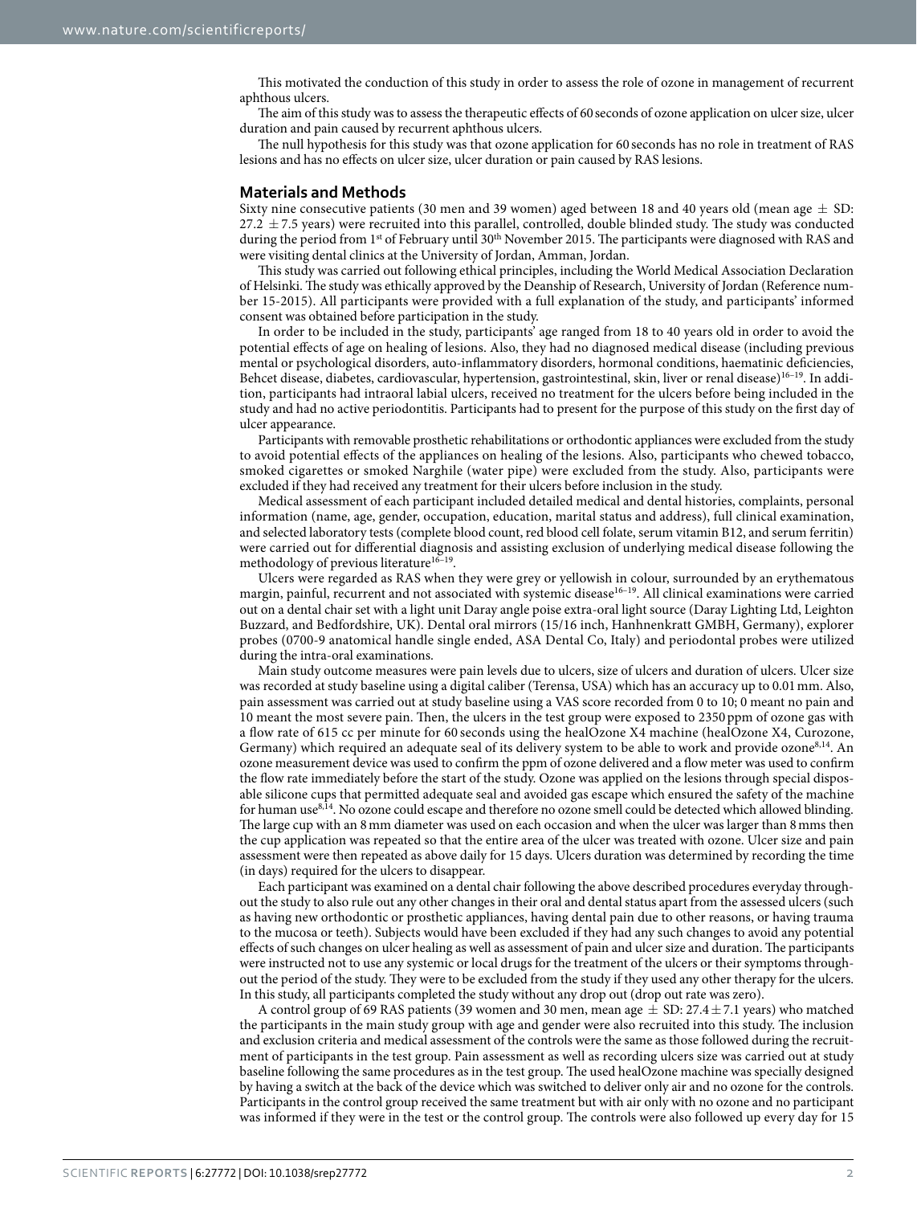This motivated the conduction of this study in order to assess the role of ozone in management of recurrent aphthous ulcers.

The aim of this study was to assess the therapeutic effects of 60 seconds of ozone application on ulcer size, ulcer duration and pain caused by recurrent aphthous ulcers.

The null hypothesis for this study was that ozone application for 60 seconds has no role in treatment of RAS lesions and has no effects on ulcer size, ulcer duration or pain caused by RAS lesions.

## Materials and Methods

Sixty nine consecutive patients (30 men and 39 women) aged between 18 and 40 years old (mean age $\pm$ SD: 27.2 $\pm$7.5 years) were recruited into this parallel, controlled, double blinded study. The study was conducted during the period from 1st of February until 30th November 2015. The participants were diagnosed with RAS and were visiting dental clinics at the University of Jordan, Amman, Jordan.

This study was carried out following ethical principles, including the World Medical Association Declaration of Helsinki. The study was ethically approved by the Deanship of Research, University of Jordan (Reference number 15-2015). All participants were provided with a full explanation of the study, and participants' informed consent was obtained before participation in the study.

In order to be included in the study, participants' age ranged from 18 to 40 years old in order to avoid the potential effects of age on healing of lesions. Also, they had no diagnosed medical disease (including previous mental or psychological disorders, auto-inflammatory disorders, hormonal conditions, haematinic deficiencies, Behcet disease, diabetes, cardiovascular, hypertension, gastrointestinal, skin, liver or renal disease)[16–19]. In addition, participants had intraoral labial ulcers, received no treatment for the ulcers before being included in the study and had no active periodontitis. Participants had to present for the purpose of this study on the first day of ulcer appearance.

Participants with removable prosthetic rehabilitations or orthodontic appliances were excluded from the study to avoid potential effects of the appliances on healing of the lesions. Also, participants who chewed tobacco, smoked cigarettes or smoked Narghile (water pipe) were excluded from the study. Also, participants were excluded if they had received any treatment for their ulcers before inclusion in the study.

Medical assessment of each participant included detailed medical and dental histories, complaints, personal information (name, age, gender, occupation, education, marital status and address), full clinical examination, and selected laboratory tests (complete blood count, red blood cell folate, serum vitamin B12, and serum ferritin) were carried out for differential diagnosis and assisting exclusion of underlying medical disease following the methodology of previous literature[16–19].

Ulcers were regarded as RAS when they were grey or yellowish in colour, surrounded by an erythematous margin, painful, recurrent and not associated with systemic disease[16–19]. All clinical examinations were carried out on a dental chair set with a light unit Daray angle poise extra-oral light source (Daray Lighting Ltd, Leighton Buzzard, and Bedfordshire, UK). Dental oral mirrors (15/16 inch, Hahnhenkratt GMBH, Germany), explorer probes (0700-9 anatomical handle single ended, ASA Dental Co, Italy) and periodontal probes were utilized during the intra-oral examinations.

Main study outcome measures were pain levels due to ulcers, size of ulcers and duration of ulcers. Ulcer size was recorded at study baseline using a digital caliber (Terensa, USA) which has an accuracy up to 0.01 mm. Also, pain assessment was carried out at study baseline using a VAS score recorded from 0 to 10; 0 meant no pain and 10 meant the most severe pain. Then, the ulcers in the test group were exposed to 2350 ppm of ozone gas with a flow rate of 615 cc per minute for 60 seconds using the healOzone X4 machine (healOzone X4, Curozone, Germany) which required an adequate seal of its delivery system to be able to work and provide ozone[8,14]. An ozone measurement device was used to confirm the ppm of ozone delivered and a flow meter was used to confirm the flow rate immediately before the start of the study. Ozone was applied on the lesions through special disposable silicone cups that permitted adequate seal and avoided gas escape which ensured the safety of the machine for human use[8,14]. No ozone could escape and therefore no ozone smell could be detected which allowed blinding. The large cup with an 8 mm diameter was used on each occasion and when the ulcer was larger than 8 mms then the cup application was repeated so that the entire area of the ulcer was treated with ozone. Ulcer size and pain assessment were then repeated as above daily for 15 days. Ulcers duration was determined by recording the time (in days) required for the ulcers to disappear.

Each participant was examined on a dental chair following the above described procedures everyday throughout the study to also rule out any other changes in their oral and dental status apart from the assessed ulcers (such as having new orthodontic or prosthetic appliances, having dental pain due to other reasons, or having trauma to the mucosa or teeth). Subjects would have been excluded if they had any such changes to avoid any potential effects of such changes on ulcer healing as well as assessment of pain and ulcer size and duration. The participants were instructed not to use any systemic or local drugs for the treatment of the ulcers or their symptoms throughout the period of the study. They were to be excluded from the study if they used any other therapy for the ulcers. In this study, all participants completed the study without any drop out (drop out rate was zero).

A control group of 69 RAS patients (39 women and 30 men, mean age $\pm$ SD: 27.4$\pm$7.1 years) who matched the participants in the main study group with age and gender were also recruited into this study. The inclusion and exclusion criteria and medical assessment of the controls were the same as those followed during the recruitment of participants in the test group. Pain assessment as well as recording ulcers size was carried out at study baseline following the same procedures as in the test group. The used healOzone machine was specially designed by having a switch at the back of the device which was switched to deliver only air and no ozone for the controls. Participants in the control group received the same treatment but with air only with no ozone and no participant was informed if they were in the test or the control group. The controls were also followed up every day for 15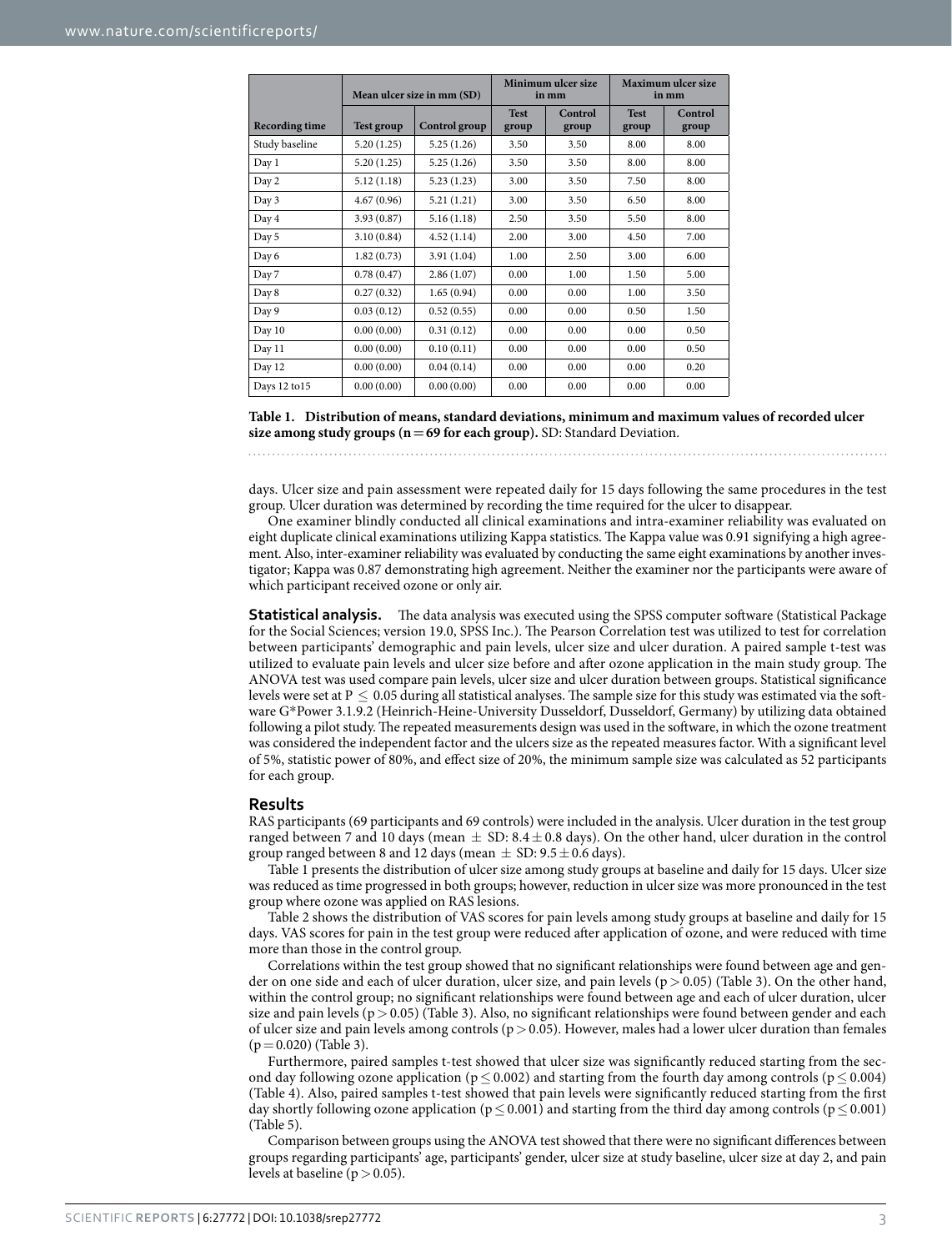| Recording time | Mean ulcer size in mm (SD) | | Minimum ulcer size in mm | | Maximum ulcer size in mm | |
|---|---|---|---|---|---|---|
| | Test group | Control group | Test group | Control group | Test group | Control group |
| Study baseline | 5.20 (1.25) | 5.25 (1.26) | 3.50 | 3.50 | 8.00 | 8.00 |
| Day 1 | 5.20 (1.25) | 5.25 (1.26) | 3.50 | 3.50 | 8.00 | 8.00 |
| Day 2 | 5.12 (1.18) | 5.23 (1.23) | 3.00 | 3.50 | 7.50 | 8.00 |
| Day 3 | 4.67 (0.96) | 5.21 (1.21) | 3.00 | 3.50 | 6.50 | 8.00 |
| Day 4 | 3.93 (0.87) | 5.16 (1.18) | 2.50 | 3.50 | 5.50 | 8.00 |
| Day 5 | 3.10 (0.84) | 4.52 (1.14) | 2.00 | 3.00 | 4.50 | 7.00 |
| Day 6 | 1.82 (0.73) | 3.91 (1.04) | 1.00 | 2.50 | 3.00 | 6.00 |
| Day 7 | 0.78 (0.47) | 2.86 (1.07) | 0.00 | 1.00 | 1.50 | 5.00 |
| Day 8 | 0.27 (0.32) | 1.65 (0.94) | 0.00 | 0.00 | 1.00 | 3.50 |
| Day 9 | 0.03 (0.12) | 0.52 (0.55) | 0.00 | 0.00 | 0.50 | 1.50 |
| Day 10 | 0.00 (0.00) | 0.31 (0.12) | 0.00 | 0.00 | 0.00 | 0.50 |
| Day 11 | 0.00 (0.00) | 0.10 (0.11) | 0.00 | 0.00 | 0.00 | 0.50 |
| Day 12 | 0.00 (0.00) | 0.04 (0.14) | 0.00 | 0.00 | 0.00 | 0.20 |
| Days 12 to15 | 0.00 (0.00) | 0.00 (0.00) | 0.00 | 0.00 | 0.00 | 0.00 |

**Table 1. Distribution of means, standard deviations, minimum and maximum values of recorded ulcer size among study groups (n = 69 for each group).** SD: Standard Deviation.

days. Ulcer size and pain assessment were repeated daily for 15 days following the same procedures in the test group. Ulcer duration was determined by recording the time required for the ulcer to disappear.

One examiner blindly conducted all clinical examinations and intra-examiner reliability was evaluated on eight duplicate clinical examinations utilizing Kappa statistics. The Kappa value was 0.91 signifying a high agreement. Also, inter-examiner reliability was evaluated by conducting the same eight examinations by another investigator; Kappa was 0.87 demonstrating high agreement. Neither the examiner nor the participants were aware of which participant received ozone or only air.

**Statistical analysis.** The data analysis was executed using the SPSS computer software (Statistical Package for the Social Sciences; version 19.0, SPSS Inc.). The Pearson Correlation test was utilized to test for correlation between participants' demographic and pain levels, ulcer size and ulcer duration. A paired sample t-test was utilized to evaluate pain levels and ulcer size before and after ozone application in the main study group. The ANOVA test was used compare pain levels, ulcer size and ulcer duration between groups. Statistical significance levels were set at $P \leq 0.05$ during all statistical analyses. The sample size for this study was estimated via the software G*Power 3.1.9.2 (Heinrich-Heine-University Dusseldorf, Dusseldorf, Germany) by utilizing data obtained following a pilot study. The repeated measurements design was used in the software, in which the ozone treatment was considered the independent factor and the ulcers size as the repeated measures factor. With a significant level of 5%, statistic power of 80%, and effect size of 20%, the minimum sample size was calculated as 52 participants for each group.

## Results

RAS participants (69 participants and 69 controls) were included in the analysis. Ulcer duration in the test group ranged between 7 and 10 days (mean $\pm$ SD: $8.4 \pm 0.8$ days). On the other hand, ulcer duration in the control group ranged between 8 and 12 days (mean $\pm$ SD: $9.5 \pm 0.6$ days).

Table 1 presents the distribution of ulcer size among study groups at baseline and daily for 15 days. Ulcer size was reduced as time progressed in both groups; however, reduction in ulcer size was more pronounced in the test group where ozone was applied on RAS lesions.

Table 2 shows the distribution of VAS scores for pain levels among study groups at baseline and daily for 15 days. VAS scores for pain in the test group were reduced after application of ozone, and were reduced with time more than those in the control group.

Correlations within the test group showed that no significant relationships were found between age and gender on one side and each of ulcer duration, ulcer size, and pain levels ($p > 0.05$) (Table 3). On the other hand, within the control group; no significant relationships were found between age and each of ulcer duration, ulcer size and pain levels ($p > 0.05$) (Table 3). Also, no significant relationships were found between gender and each of ulcer size and pain levels among controls ($p > 0.05$). However, males had a lower ulcer duration than females ($p = 0.020$) (Table 3).

Furthermore, paired samples t-test showed that ulcer size was significantly reduced starting from the second day following ozone application ($p \leq 0.002$) and starting from the fourth day among controls ($p \leq 0.004$) (Table 4). Also, paired samples t-test showed that pain levels were significantly reduced starting from the first day shortly following ozone application ($p \leq 0.001$) and starting from the third day among controls ($p \leq 0.001$) (Table 5).

Comparison between groups using the ANOVA test showed that there were no significant differences between groups regarding participants' age, participants' gender, ulcer size at study baseline, ulcer size at day 2, and pain levels at baseline ($p > 0.05$).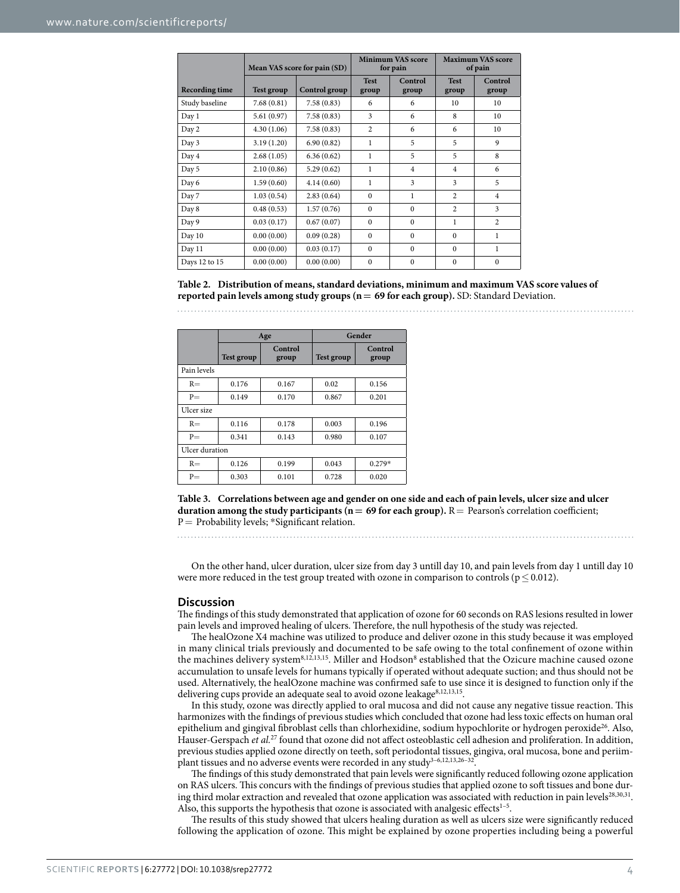| Recording time | Mean VAS score for pain (SD) | | Minimum VAS score for pain | | Maximum VAS score of pain | |
|---|---|---|---|---|---|---|
| | Test group | Control group | Test group | Control group | Test group | Control group |
| Study baseline | 7.68 (0.81) | 7.58 (0.83) | 6 | 6 | 10 | 10 |
| Day 1 | 5.61 (0.97) | 7.58 (0.83) | 3 | 6 | 8 | 10 |
| Day 2 | 4.30 (1.06) | 7.58 (0.83) | 2 | 6 | 6 | 10 |
| Day 3 | 3.19 (1.20) | 6.90 (0.82) | 1 | 5 | 5 | 9 |
| Day 4 | 2.68 (1.05) | 6.36 (0.62) | 1 | 5 | 5 | 8 |
| Day 5 | 2.10 (0.86) | 5.29 (0.62) | 1 | 4 | 4 | 6 |
| Day 6 | 1.59 (0.60) | 4.14 (0.60) | 1 | 3 | 3 | 5 |
| Day 7 | 1.03 (0.54) | 2.83 (0.64) | 0 | 1 | 2 | 4 |
| Day 8 | 0.48 (0.53) | 1.57 (0.76) | 0 | 0 | 2 | 3 |
| Day 9 | 0.03 (0.17) | 0.67 (0.07) | 0 | 0 | 1 | 2 |
| Day 10 | 0.00 (0.00) | 0.09 (0.28) | 0 | 0 | 0 | 1 |
| Day 11 | 0.00 (0.00) | 0.03 (0.17) | 0 | 0 | 0 | 1 |
| Days 12 to 15 | 0.00 (0.00) | 0.00 (0.00) | 0 | 0 | 0 | 0 |

**Table 2. Distribution of means, standard deviations, minimum and maximum VAS score values of reported pain levels among study groups (n = 69 for each group).** SD: Standard Deviation.

| | Age | | Gender | |
|---|---|---|---|---|
| | Test group | Control group | Test group | Control group |
| Pain levels | | | | |
| R= | 0.176 | 0.167 | 0.02 | 0.156 |
| P= | 0.149 | 0.170 | 0.867 | 0.201 |
| Ulcer size | | | | |
| R= | 0.116 | 0.178 | 0.003 | 0.196 |
| P= | 0.341 | 0.143 | 0.980 | 0.107 |
| Ulcer duration | | | | |
| R= | 0.126 | 0.199 | 0.043 | 0.279* |
| P= | 0.303 | 0.101 | 0.728 | 0.020 |

**Table 3. Correlations between age and gender on one side and each of pain levels, ulcer size and ulcer duration among the study participants (n = 69 for each group).** R = Pearson's correlation coefficient; P = Probability levels; *Significant relation.

On the other hand, ulcer duration, ulcer size from day 3 untill day 10, and pain levels from day 1 untill day 10 were more reduced in the test group treated with ozone in comparison to controls ($p \leq 0.012$).

## Discussion

The findings of this study demonstrated that application of ozone for 60 seconds on RAS lesions resulted in lower pain levels and improved healing of ulcers. Therefore, the null hypothesis of the study was rejected.

The healOzone X4 machine was utilized to produce and deliver ozone in this study because it was employed in many clinical trials previously and documented to be safe owing to the total confinement of ozone within the machines delivery system[8,12,13,15]. Miller and Hodson[8] established that the Ozicure machine caused ozone accumulation to unsafe levels for humans typically if operated without adequate suction; and thus should not be used. Alternatively, the healOzone machine was confirmed safe to use since it is designed to function only if the delivering cups provide an adequate seal to avoid ozone leakage[8,12,13,15].

In this study, ozone was directly applied to oral mucosa and did not cause any negative tissue reaction. This harmonizes with the findings of previous studies which concluded that ozone had less toxic effects on human oral epithelium and gingival fibroblast cells than chlorhexidine, sodium hypochlorite or hydrogen peroxide[26]. Also, Hauser-Gerspach *et al.*[27] found that ozone did not affect osteoblastic cell adhesion and proliferation. In addition, previous studies applied ozone directly on teeth, soft periodontal tissues, gingiva, oral mucosa, bone and periimplant tissues and no adverse events were recorded in any study[3–6,12,13,26–32].

The findings of this study demonstrated that pain levels were significantly reduced following ozone application on RAS ulcers. This concurs with the findings of previous studies that applied ozone to soft tissues and bone during third molar extraction and revealed that ozone application was associated with reduction in pain levels[28,30,31]. Also, this supports the hypothesis that ozone is associated with analgesic effects[1–5].

The results of this study showed that ulcers healing duration as well as ulcers size were significantly reduced following the application of ozone. This might be explained by ozone properties including being a powerful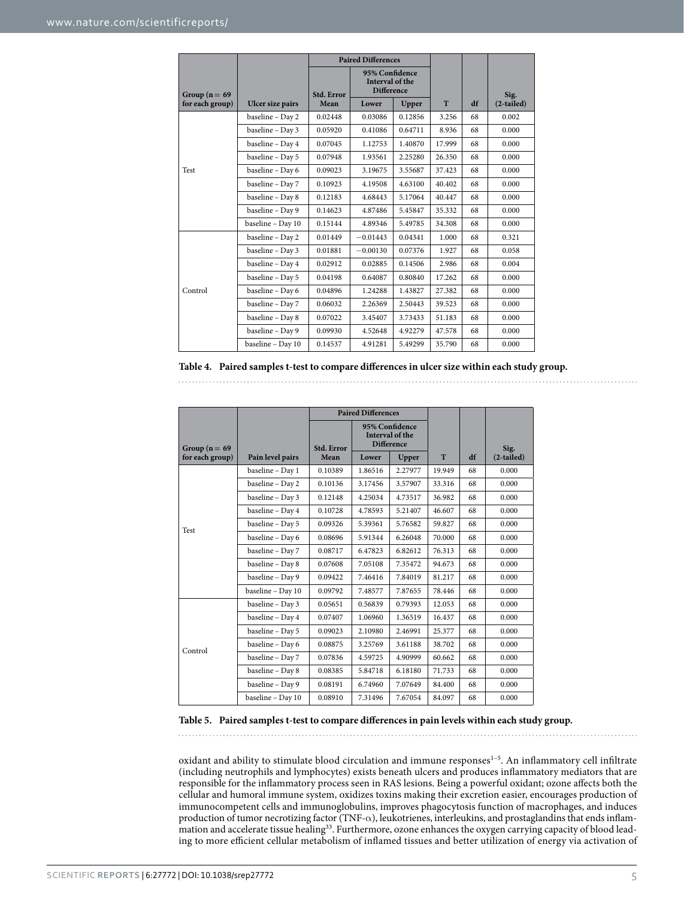| Group (n = 69 for each group) | Ulcer size pairs | Paired Differences | | | T | df | Sig. (2-tailed) |
|---|---|---|---|---|---|---|---|
| | | Std. Error Mean | 95% Confidence Interval of the Difference | | | | |
| | | | Lower | Upper | | | |
| Test | baseline – Day 2 | 0.02448 | 0.03086 | 0.12856 | 3.256 | 68 | 0.002 |
| | baseline – Day 3 | 0.05920 | 0.41086 | 0.64711 | 8.936 | 68 | 0.000 |
| | baseline – Day 4 | 0.07045 | 1.12753 | 1.40870 | 17.999 | 68 | 0.000 |
| | baseline – Day 5 | 0.07948 | 1.93561 | 2.25280 | 26.350 | 68 | 0.000 |
| | baseline – Day 6 | 0.09023 | 3.19675 | 3.55687 | 37.423 | 68 | 0.000 |
| | baseline – Day 7 | 0.10923 | 4.19508 | 4.63100 | 40.402 | 68 | 0.000 |
| | baseline – Day 8 | 0.12183 | 4.68443 | 5.17064 | 40.447 | 68 | 0.000 |
| | baseline – Day 9 | 0.14623 | 4.87486 | 5.45847 | 35.332 | 68 | 0.000 |
| | baseline – Day 10 | 0.15144 | 4.89346 | 5.49785 | 34.308 | 68 | 0.000 |
| Control | baseline – Day 2 | 0.01449 | −0.01443 | 0.04341 | 1.000 | 68 | 0.321 |
| | baseline – Day 3 | 0.01881 | −0.00130 | 0.07376 | 1.927 | 68 | 0.058 |
| | baseline – Day 4 | 0.02912 | 0.02885 | 0.14506 | 2.986 | 68 | 0.004 |
| | baseline – Day 5 | 0.04198 | 0.64087 | 0.80840 | 17.262 | 68 | 0.000 |
| | baseline – Day 6 | 0.04896 | 1.24288 | 1.43827 | 27.382 | 68 | 0.000 |
| | baseline – Day 7 | 0.06032 | 2.26369 | 2.50443 | 39.523 | 68 | 0.000 |
| | baseline – Day 8 | 0.07022 | 3.45407 | 3.73433 | 51.183 | 68 | 0.000 |
| | baseline – Day 9 | 0.09930 | 4.52648 | 4.92279 | 47.578 | 68 | 0.000 |
| | baseline – Day 10 | 0.14537 | 4.91281 | 5.49299 | 35.790 | 68 | 0.000 |

**Table 4. Paired samples t-test to compare differences in ulcer size within each study group.**

| Group (n = 69 for each group) | Pain level pairs | Paired Differences | | | T | df | Sig. (2-tailed) |
|---|---|---|---|---|---|---|---|
| | | Std. Error Mean | 95% Confidence Interval of the Difference | | | | |
| | | | Lower | Upper | | | |
| Test | baseline – Day 1 | 0.10389 | 1.86516 | 2.27977 | 19.949 | 68 | 0.000 |
| | baseline – Day 2 | 0.10136 | 3.17456 | 3.57907 | 33.316 | 68 | 0.000 |
| | baseline – Day 3 | 0.12148 | 4.25034 | 4.73517 | 36.982 | 68 | 0.000 |
| | baseline – Day 4 | 0.10728 | 4.78593 | 5.21407 | 46.607 | 68 | 0.000 |
| | baseline – Day 5 | 0.09326 | 5.39361 | 5.76582 | 59.827 | 68 | 0.000 |
| | baseline – Day 6 | 0.08696 | 5.91344 | 6.26048 | 70.000 | 68 | 0.000 |
| | baseline – Day 7 | 0.08717 | 6.47823 | 6.82612 | 76.313 | 68 | 0.000 |
| | baseline – Day 8 | 0.07608 | 7.05108 | 7.35472 | 94.673 | 68 | 0.000 |
| | baseline – Day 9 | 0.09422 | 7.46416 | 7.84019 | 81.217 | 68 | 0.000 |
| | baseline – Day 10 | 0.09792 | 7.48577 | 7.87655 | 78.446 | 68 | 0.000 |
| Control | baseline – Day 3 | 0.05651 | 0.56839 | 0.79393 | 12.053 | 68 | 0.000 |
| | baseline – Day 4 | 0.07407 | 1.06960 | 1.36519 | 16.437 | 68 | 0.000 |
| | baseline – Day 5 | 0.09023 | 2.10980 | 2.46991 | 25.377 | 68 | 0.000 |
| | baseline – Day 6 | 0.08875 | 3.25769 | 3.61188 | 38.702 | 68 | 0.000 |
| | baseline – Day 7 | 0.07836 | 4.59725 | 4.90999 | 60.662 | 68 | 0.000 |
| | baseline – Day 8 | 0.08385 | 5.84718 | 6.18180 | 71.733 | 68 | 0.000 |
| | baseline – Day 9 | 0.08191 | 6.74960 | 7.07649 | 84.400 | 68 | 0.000 |
| | baseline – Day 10 | 0.08910 | 7.31496 | 7.67054 | 84.097 | 68 | 0.000 |

**Table 5. Paired samples t-test to compare differences in pain levels within each study group.**

oxidant and ability to stimulate blood circulation and immune responses[1–5]. An inflammatory cell infiltrate (including neutrophils and lymphocytes) exists beneath ulcers and produces inflammatory mediators that are responsible for the inflammatory process seen in RAS lesions. Being a powerful oxidant; ozone affects both the cellular and humoral immune system, oxidizes toxins making their excretion easier, encourages production of immunocompetent cells and immunoglobulins, improves phagocytosis function of macrophages, and induces production of tumor necrotizing factor (TNF-$\alpha$), leukotrienes, interleukins, and prostaglandins that ends inflammation and accelerate tissue healing[33]. Furthermore, ozone enhances the oxygen carrying capacity of blood leading to more efficient cellular metabolism of inflamed tissues and better utilization of energy via activation of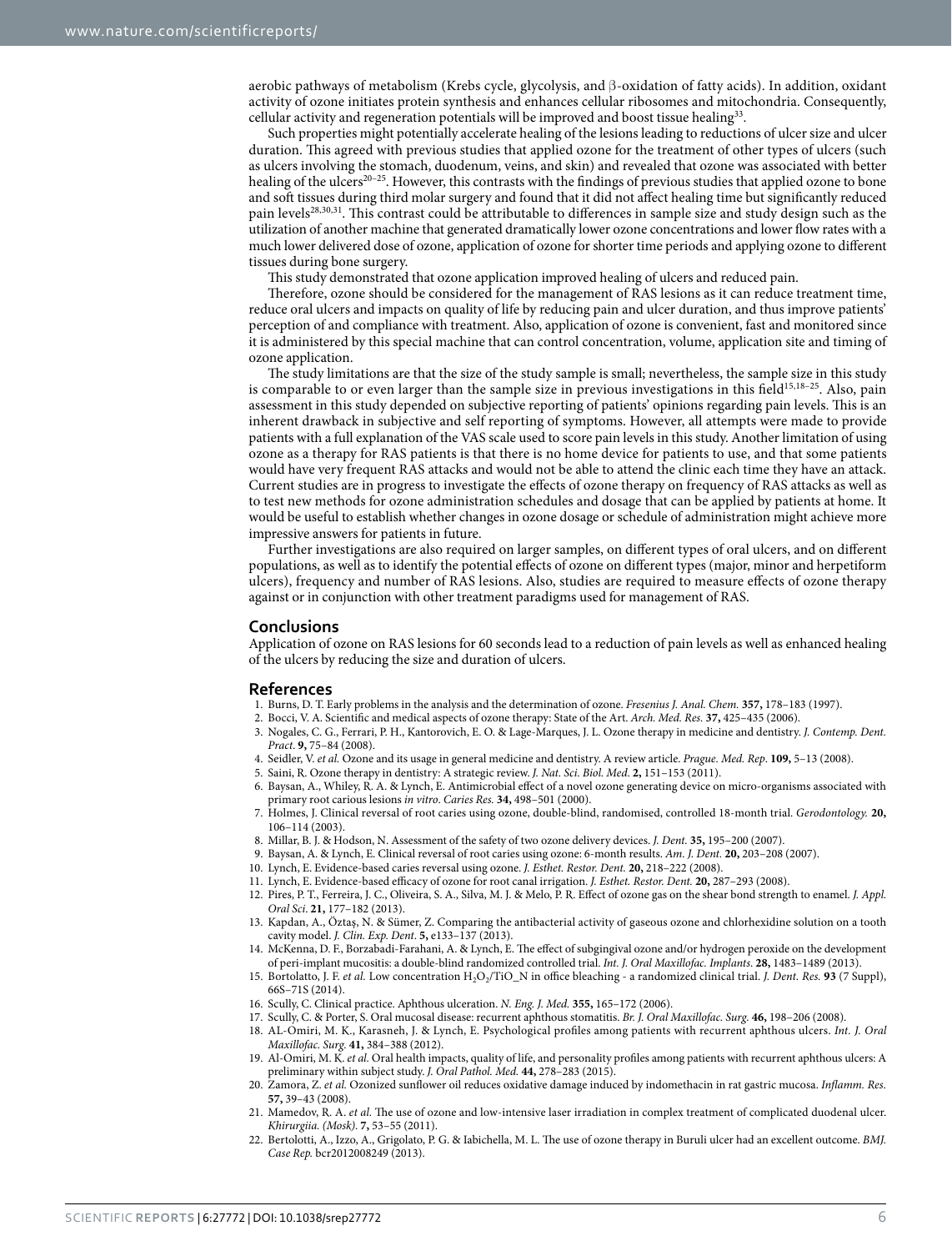aerobic pathways of metabolism (Krebs cycle, glycolysis, and β-oxidation of fatty acids). In addition, oxidant activity of ozone initiates protein synthesis and enhances cellular ribosomes and mitochondria. Consequently, cellular activity and regeneration potentials will be improved and boost tissue healing[33].

Such properties might potentially accelerate healing of the lesions leading to reductions of ulcer size and ulcer duration. This agreed with previous studies that applied ozone for the treatment of other types of ulcers (such as ulcers involving the stomach, duodenum, veins, and skin) and revealed that ozone was associated with better healing of the ulcers[20–25]. However, this contrasts with the findings of previous studies that applied ozone to bone and soft tissues during third molar surgery and found that it did not affect healing time but significantly reduced pain levels[28,30,31]. This contrast could be attributable to differences in sample size and study design such as the utilization of another machine that generated dramatically lower ozone concentrations and lower flow rates with a much lower delivered dose of ozone, application of ozone for shorter time periods and applying ozone to different tissues during bone surgery.

This study demonstrated that ozone application improved healing of ulcers and reduced pain.

Therefore, ozone should be considered for the management of RAS lesions as it can reduce treatment time, reduce oral ulcers and impacts on quality of life by reducing pain and ulcer duration, and thus improve patients' perception of and compliance with treatment. Also, application of ozone is convenient, fast and monitored since it is administered by this special machine that can control concentration, volume, application site and timing of ozone application.

The study limitations are that the size of the study sample is small; nevertheless, the sample size in this study is comparable to or even larger than the sample size in previous investigations in this field[15,18–25]. Also, pain assessment in this study depended on subjective reporting of patients' opinions regarding pain levels. This is an inherent drawback in subjective and self reporting of symptoms. However, all attempts were made to provide patients with a full explanation of the VAS scale used to score pain levels in this study. Another limitation of using ozone as a therapy for RAS patients is that there is no home device for patients to use, and that some patients would have very frequent RAS attacks and would not be able to attend the clinic each time they have an attack. Current studies are in progress to investigate the effects of ozone therapy on frequency of RAS attacks as well as to test new methods for ozone administration schedules and dosage that can be applied by patients at home. It would be useful to establish whether changes in ozone dosage or schedule of administration might achieve more impressive answers for patients in future.

Further investigations are also required on larger samples, on different types of oral ulcers, and on different populations, as well as to identify the potential effects of ozone on different types (major, minor and herpetiform ulcers), frequency and number of RAS lesions. Also, studies are required to measure effects of ozone therapy against or in conjunction with other treatment paradigms used for management of RAS.

## Conclusions

Application of ozone on RAS lesions for 60 seconds lead to a reduction of pain levels as well as enhanced healing of the ulcers by reducing the size and duration of ulcers.

## References

1. Burns, D. T. Early problems in the analysis and the determination of ozone. *Fresenius J. Anal. Chem.* **357,** 178–183 (1997).
2. Bocci, V. A. Scientific and medical aspects of ozone therapy: State of the Art. *Arch. Med. Res.* **37,** 425–435 (2006).
3. Nogales, C. G., Ferrari, P. H., Kantorovich, E. O. & Lage-Marques, J. L. Ozone therapy in medicine and dentistry. *J. Contemp. Dent. Pract*. **9,** 75–84 (2008).
4. Seidler, V. *et al.* Ozone and its usage in general medicine and dentistry. A review article. *Prague. Med. Rep*. **109,** 5–13 (2008).
5. Saini, R. Ozone therapy in dentistry: A strategic review. *J. Nat. Sci. Biol. Med*. **2,** 151–153 (2011).
6. Baysan, A., Whiley, R. A. & Lynch, E. Antimicrobial effect of a novel ozone generating device on micro-organisms associated with primary root carious lesions *in vitro*. *Caries Res.* **34,** 498–501 (2000).
7. Holmes, J. Clinical reversal of root caries using ozone, double-blind, randomised, controlled 18-month trial. *Gerodontology.* **20,** 106–114 (2003).
8. Millar, B. J. & Hodson, N. Assessment of the safety of two ozone delivery devices. *J. Dent.* **35,** 195–200 (2007).
9. Baysan, A. & Lynch, E. Clinical reversal of root caries using ozone: 6-month results. *Am. J. Dent*. **20,** 203–208 (2007).
10. Lynch, E. Evidence-based caries reversal using ozone. *J. Esthet. Restor. Dent.* **20,** 218–222 (2008).
11. Lynch, E. Evidence-based efficacy of ozone for root canal irrigation. *J. Esthet. Restor. Dent.* **20,** 287–293 (2008).
12. Pires, P. T., Ferreira, J. C., Oliveira, S. A., Silva, M. J. & Melo, P. R. Effect of ozone gas on the shear bond strength to enamel. *J. Appl. Oral Sci*. **21,** 177–182 (2013).
13. Kapdan, A., Öztaş, N. & Sümer, Z. Comparing the antibacterial activity of gaseous ozone and chlorhexidine solution on a tooth cavity model. *J. Clin. Exp. Dent*. **5,** e133–137 (2013).
14. McKenna, D. F., Borzabadi-Farahani, A. & Lynch, E. The effect of subgingival ozone and/or hydrogen peroxide on the development of peri-implant mucositis: a double-blind randomized controlled trial. *Int. J. Oral Maxillofac. Implants*. **28,** 1483–1489 (2013).
15. Bortolatto, J. F. *et al.* Low concentration $H_2O_2$/TiO_N in office bleaching - a randomized clinical trial. *J. Dent. Res.* **93** (7 Suppl), 66S–71S (2014).
16. Scully, C. Clinical practice. Aphthous ulceration. *N. Eng. J. Med.* **355,** 165–172 (2006).
17. Scully, C. & Porter, S. Oral mucosal disease: recurrent aphthous stomatitis. *Br. J. Oral Maxillofac. Surg.* **46,** 198–206 (2008).
18. AL-Omiri, M. K., Karasneh, J. & Lynch, E. Psychological profiles among patients with recurrent aphthous ulcers. *Int. J. Oral Maxillofac. Surg.* **41,** 384–388 (2012).
19. Al-Omiri, M. K. *et al.* Oral health impacts, quality of life, and personality profiles among patients with recurrent aphthous ulcers: A preliminary within subject study. *J. Oral Pathol. Med.* **44,** 278–283 (2015).
20. Zamora, Z. *et al.* Ozonized sunflower oil reduces oxidative damage induced by indomethacin in rat gastric mucosa. *Inflamm. Res.* **57,** 39–43 (2008).
21. Mamedov, R. A. *et al.* The use of ozone and low-intensive laser irradiation in complex treatment of complicated duodenal ulcer. *Khirurgiia. (Mosk)*. **7,** 53–55 (2011).
22. Bertolotti, A., Izzo, A., Grigolato, P. G. & Iabichella, M. L. The use of ozone therapy in Buruli ulcer had an excellent outcome. *BMJ. Case Rep.* bcr2012008249 (2013).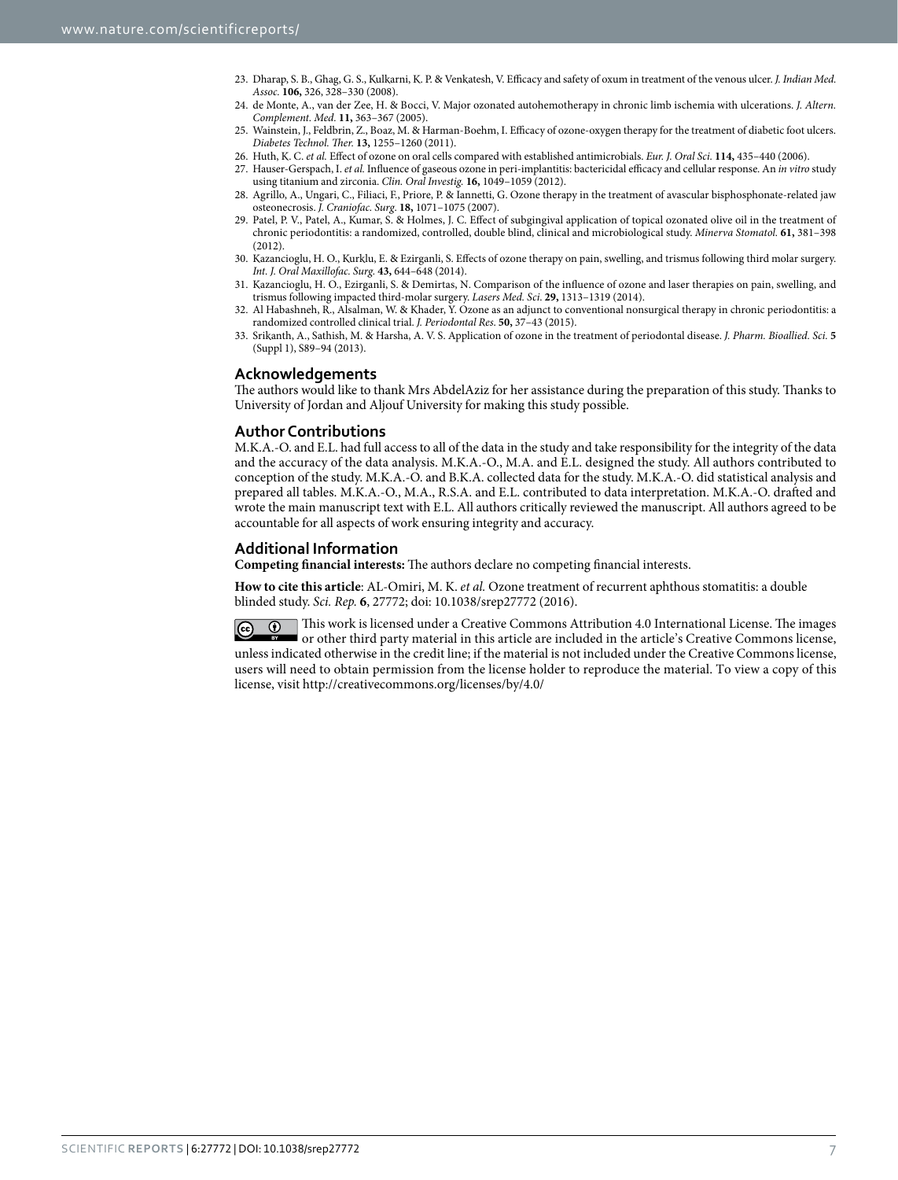23. Dharap, S. B., Ghag, G. S., Kulkarni, K. P. & Venkatesh, V. Efficacy and safety of oxum in treatment of the venous ulcer. *J. Indian Med. Assoc.* **106,** 326, 328–330 (2008).
24. de Monte, A., van der Zee, H. & Bocci, V. Major ozonated autohemotherapy in chronic limb ischemia with ulcerations. *J. Altern. Complement. Med.* **11,** 363–367 (2005).
25. Wainstein, J., Feldbrin, Z., Boaz, M. & Harman-Boehm, I. Efficacy of ozone-oxygen therapy for the treatment of diabetic foot ulcers. *Diabetes Technol. Ther.* **13,** 1255–1260 (2011).
26. Huth, K. C. *et al.* Effect of ozone on oral cells compared with established antimicrobials. *Eur. J. Oral Sci.* **114,** 435–440 (2006).
27. Hauser-Gerspach, I. *et al.* Influence of gaseous ozone in peri-implantitis: bactericidal efficacy and cellular response. An *in vitro* study using titanium and zirconia. *Clin. Oral Investig.* **16,** 1049–1059 (2012).
28. Agrillo, A., Ungari, C., Filiaci, F., Priore, P. & Iannetti, G. Ozone therapy in the treatment of avascular bisphosphonate-related jaw osteonecrosis. *J. Craniofac. Surg.* **18,** 1071–1075 (2007).
29. Patel, P. V., Patel, A., Kumar, S. & Holmes, J. C. Effect of subgingival application of topical ozonated olive oil in the treatment of chronic periodontitis: a randomized, controlled, double blind, clinical and microbiological study. *Minerva Stomatol.* **61,** 381–398 (2012).
30. Kazancioglu, H. O., Kurklu, E. & Ezirganli, S. Effects of ozone therapy on pain, swelling, and trismus following third molar surgery. *Int. J. Oral Maxillofac. Surg.* **43,** 644–648 (2014).
31. Kazancioglu, H. O., Ezirganli, S. & Demirtas, N. Comparison of the influence of ozone and laser therapies on pain, swelling, and trismus following impacted third-molar surgery. *Lasers Med. Sci.* **29,** 1313–1319 (2014).
32. Al Habashneh, R., Alsalman, W. & Khader, Y. Ozone as an adjunct to conventional nonsurgical therapy in chronic periodontitis: a randomized controlled clinical trial. *J. Periodontal Res.* **50,** 37–43 (2015).
33. Srikanth, A., Sathish, M. & Harsha, A. V. S. Application of ozone in the treatment of periodontal disease. *J. Pharm. Bioallied. Sci.* **5** (Suppl 1), S89–94 (2013).

## Acknowledgements

The authors would like to thank Mrs AbdelAziz for her assistance during the preparation of this study. Thanks to University of Jordan and Aljouf University for making this study possible.

## Author Contributions

M.K.A.-O. and E.L. had full access to all of the data in the study and take responsibility for the integrity of the data and the accuracy of the data analysis. M.K.A.-O., M.A. and E.L. designed the study. All authors contributed to conception of the study. M.K.A.-O. and B.K.A. collected data for the study. M.K.A.-O. did statistical analysis and prepared all tables. M.K.A.-O., M.A., R.S.A. and E.L. contributed to data interpretation. M.K.A.-O. drafted and wrote the main manuscript text with E.L. All authors critically reviewed the manuscript. All authors agreed to be accountable for all aspects of work ensuring integrity and accuracy.

## Additional Information

**Competing financial interests:** The authors declare no competing financial interests.

**How to cite this article**: AL-Omiri, M. K. *et al.* Ozone treatment of recurrent aphthous stomatitis: a double blinded study. *Sci. Rep.* **6**, 27772; doi: 10.1038/srep27772 (2016).

This work is licensed under a Creative Commons Attribution 4.0 International License. The images or other third party material in this article are included in the article's Creative Commons license, unless indicated otherwise in the credit line; if the material is not included under the Creative Commons license, users will need to obtain permission from the license holder to reproduce the material. To view a copy of this license, visit http://creativecommons.org/licenses/by/4.0/